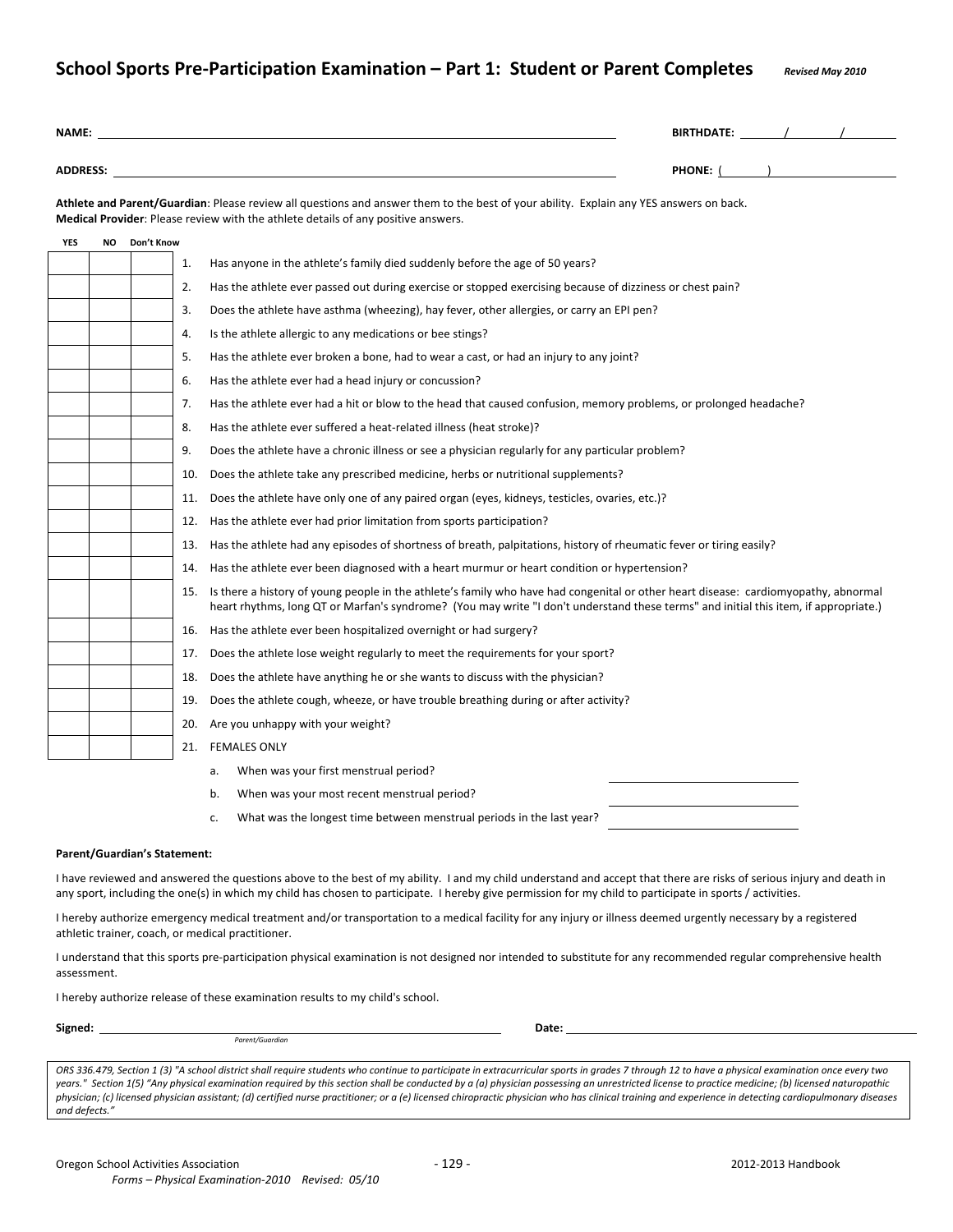## School Sports Pre-Participation Examination – Part 1: Student or Parent Completes

*Revised May 2010*

**NAME:** ______________________________ **BIRTHDATE:** ____/____/____

**ADDRESS:** ______________________________ **PHONE:** (____) __________

**Athlete and Parent/Guardian**: Please review all questions and answer them to the best of your ability. Explain any YES answers on back.
**Medical Provider**: Please review with the athlete details of any positive answers.

| YES | NO | Don't Know | # | Question |
|---|---|---|---|---|
| | | | 1. | Has anyone in the athlete's family died suddenly before the age of 50 years? |
| | | | 2. | Has the athlete ever passed out during exercise or stopped exercising because of dizziness or chest pain? |
| | | | 3. | Does the athlete have asthma (wheezing), hay fever, other allergies, or carry an EPI pen? |
| | | | 4. | Is the athlete allergic to any medications or bee stings? |
| | | | 5. | Has the athlete ever broken a bone, had to wear a cast, or had an injury to any joint? |
| | | | 6. | Has the athlete ever had a head injury or concussion? |
| | | | 7. | Has the athlete ever had a hit or blow to the head that caused confusion, memory problems, or prolonged headache? |
| | | | 8. | Has the athlete ever suffered a heat-related illness (heat stroke)? |
| | | | 9. | Does the athlete have a chronic illness or see a physician regularly for any particular problem? |
| | | | 10. | Does the athlete take any prescribed medicine, herbs or nutritional supplements? |
| | | | 11. | Does the athlete have only one of any paired organ (eyes, kidneys, testicles, ovaries, etc.)? |
| | | | 12. | Has the athlete ever had prior limitation from sports participation? |
| | | | 13. | Has the athlete had any episodes of shortness of breath, palpitations, history of rheumatic fever or tiring easily? |
| | | | 14. | Has the athlete ever been diagnosed with a heart murmur or heart condition or hypertension? |
| | | | 15. | Is there a history of young people in the athlete's family who have had congenital or other heart disease: cardiomyopathy, abnormal heart rhythms, long QT or Marfan's syndrome? (You may write "I don't understand these terms" and initial this item, if appropriate.) |
| | | | 16. | Has the athlete ever been hospitalized overnight or had surgery? |
| | | | 17. | Does the athlete lose weight regularly to meet the requirements for your sport? |
| | | | 18. | Does the athlete have anything he or she wants to discuss with the physician? |
| | | | 19. | Does the athlete cough, wheeze, or have trouble breathing during or after activity? |
| | | | 20. | Are you unhappy with your weight? |
| | | | 21. | FEMALES ONLY |

a. When was your first menstrual period? ____________________

b. When was your most recent menstrual period? ____________________

c. What was the longest time between menstrual periods in the last year? ____________________

**Parent/Guardian's Statement:**

I have reviewed and answered the questions above to the best of my ability. I and my child understand and accept that there are risks of serious injury and death in any sport, including the one(s) in which my child has chosen to participate. I hereby give permission for my child to participate in sports / activities.

I hereby authorize emergency medical treatment and/or transportation to a medical facility for any injury or illness deemed urgently necessary by a registered athletic trainer, coach, or medical practitioner.

I understand that this sports pre-participation physical examination is not designed nor intended to substitute for any recommended regular comprehensive health assessment.

I hereby authorize release of these examination results to my child's school.

**Signed:** ______________________________ **Date:** ______________________________
*Parent/Guardian*

*ORS 336.479, Section 1 (3) "A school district shall require students who continue to participate in extracurricular sports in grades 7 through 12 to have a physical examination once every two years." Section 1(5) "Any physical examination required by this section shall be conducted by a (a) physician possessing an unrestricted license to practice medicine; (b) licensed naturopathic physician; (c) licensed physician assistant; (d) certified nurse practitioner; or a (e) licensed chiropractic physician who has clinical training and experience in detecting cardiopulmonary diseases and defects."*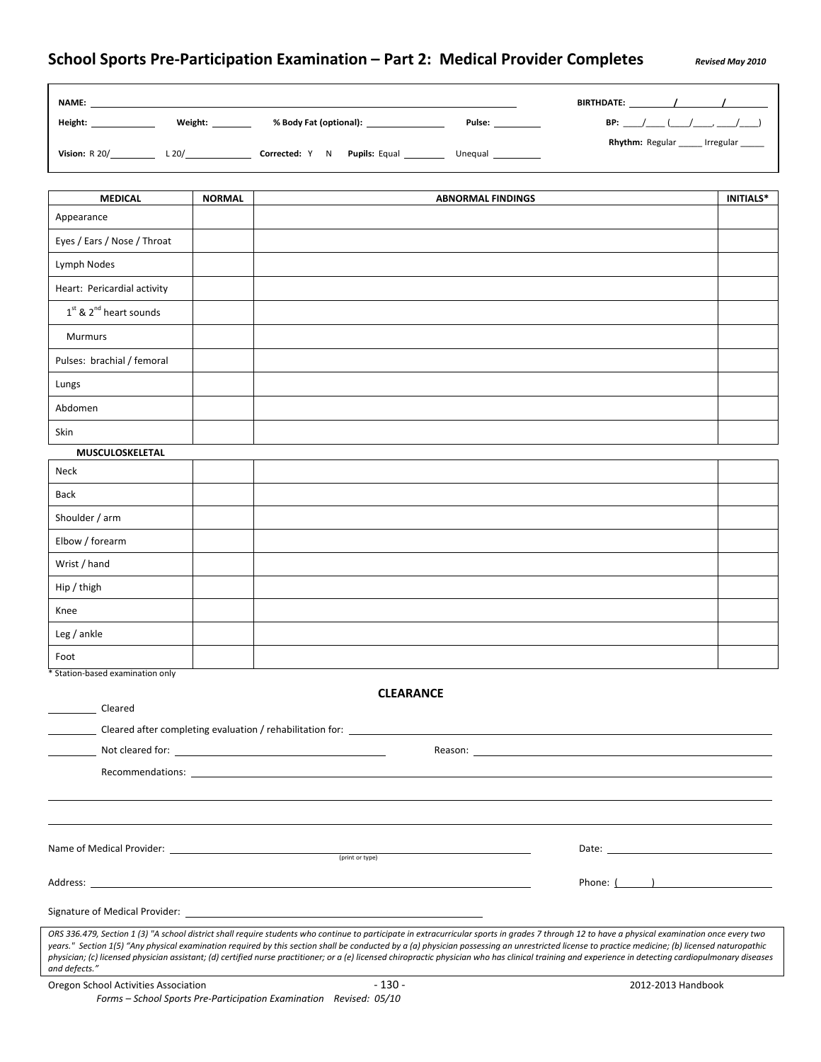# School Sports Pre-Participation Examination – Part 2: Medical Provider Completes

*Revised May 2010*

**NAME:** ______________________ **BIRTHDATE:** ____/____/____

**Height:** ________ **Weight:** ________ **% Body Fat (optional):** ________ **Pulse:** ________ **BP:** ____/____ (____/____, ____/____)

**Vision:** R 20/______ L 20/______ **Corrected:** Y N **Pupils:** Equal ______ Unequal ______ **Rhythm:** Regular _____ Irregular _____

| MEDICAL | NORMAL | ABNORMAL FINDINGS | INITIALS* |
|---|---|---|---|
| Appearance | | | |
| Eyes / Ears / Nose / Throat | | | |
| Lymph Nodes | | | |
| Heart: Pericardial activity | | | |
| 1st & 2nd heart sounds | | | |
| Murmurs | | | |
| Pulses: brachial / femoral | | | |
| Lungs | | | |
| Abdomen | | | |
| Skin | | | |
| **MUSCULOSKELETAL** | | | |
| Neck | | | |
| Back | | | |
| Shoulder / arm | | | |
| Elbow / forearm | | | |
| Wrist / hand | | | |
| Hip / thigh | | | |
| Knee | | | |
| Leg / ankle | | | |
| Foot | | | |

\* Station-based examination only

## CLEARANCE

________ Cleared

________ Cleared after completing evaluation / rehabilitation for: ______________________

________ Not cleared for: ______________________ Reason: ______________________

Recommendations: ______________________

Name of Medical Provider: ______________________ (print or type) Date: ______________________

Address: ______________________ Phone: (      ) ______________________

Signature of Medical Provider: ______________________

*ORS 336.479, Section 1 (3) "A school district shall require students who continue to participate in extracurricular sports in grades 7 through 12 to have a physical examination once every two years." Section 1(5) "Any physical examination required by this section shall be conducted by a (a) physician possessing an unrestricted license to practice medicine; (b) licensed naturopathic physician; (c) licensed physician assistant; (d) certified nurse practitioner; or a (e) licensed chiropractic physician who has clinical training and experience in detecting cardiopulmonary diseases and defects."*

Forms – School Sports Pre-Participation Examination Revised: 05/10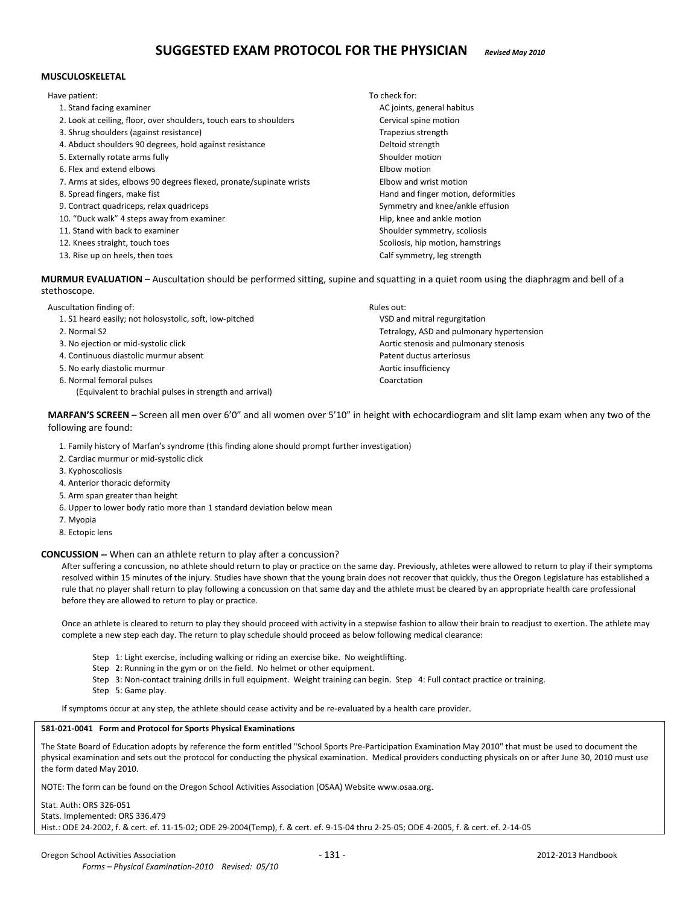# SUGGESTED EXAM PROTOCOL FOR THE PHYSICIAN *Revised May 2010*

## MUSCULOSKELETAL

| Have patient: | To check for: |
|---|---|
| 1. Stand facing examiner | AC joints, general habitus |
| 2. Look at ceiling, floor, over shoulders, touch ears to shoulders | Cervical spine motion |
| 3. Shrug shoulders (against resistance) | Trapezius strength |
| 4. Abduct shoulders 90 degrees, hold against resistance | Deltoid strength |
| 5. Externally rotate arms fully | Shoulder motion |
| 6. Flex and extend elbows | Elbow motion |
| 7. Arms at sides, elbows 90 degrees flexed, pronate/supinate wrists | Elbow and wrist motion |
| 8. Spread fingers, make fist | Hand and finger motion, deformities |
| 9. Contract quadriceps, relax quadriceps | Symmetry and knee/ankle effusion |
| 10. "Duck walk" 4 steps away from examiner | Hip, knee and ankle motion |
| 11. Stand with back to examiner | Shoulder symmetry, scoliosis |
| 12. Knees straight, touch toes | Scoliosis, hip motion, hamstrings |
| 13. Rise up on heels, then toes | Calf symmetry, leg strength |

**MURMUR EVALUATION** – Auscultation should be performed sitting, supine and squatting in a quiet room using the diaphragm and bell of a stethoscope.

| Auscultation finding of: | Rules out: |
|---|---|
| 1. S1 heard easily; not holosystolic, soft, low-pitched | VSD and mitral regurgitation |
| 2. Normal S2 | Tetralogy, ASD and pulmonary hypertension |
| 3. No ejection or mid-systolic click | Aortic stenosis and pulmonary stenosis |
| 4. Continuous diastolic murmur absent | Patent ductus arteriosus |
| 5. No early diastolic murmur | Aortic insufficiency |
| 6. Normal femoral pulses (Equivalent to brachial pulses in strength and arrival) | Coarctation |

**MARFAN'S SCREEN** – Screen all men over 6'0" and all women over 5'10" in height with echocardiogram and slit lamp exam when any two of the following are found:

1. Family history of Marfan's syndrome (this finding alone should prompt further investigation)
2. Cardiac murmur or mid-systolic click
3. Kyphoscoliosis
4. Anterior thoracic deformity
5. Arm span greater than height
6. Upper to lower body ratio more than 1 standard deviation below mean
7. Myopia
8. Ectopic lens

**CONCUSSION --** When can an athlete return to play after a concussion?

After suffering a concussion, no athlete should return to play or practice on the same day. Previously, athletes were allowed to return to play if their symptoms resolved within 15 minutes of the injury. Studies have shown that the young brain does not recover that quickly, thus the Oregon Legislature has established a rule that no player shall return to play following a concussion on that same day and the athlete must be cleared by an appropriate health care professional before they are allowed to return to play or practice.

Once an athlete is cleared to return to play they should proceed with activity in a stepwise fashion to allow their brain to readjust to exertion. The athlete may complete a new step each day. The return to play schedule should proceed as below following medical clearance:

- Step 1: Light exercise, including walking or riding an exercise bike. No weightlifting.
- Step 2: Running in the gym or on the field. No helmet or other equipment.
- Step 3: Non-contact training drills in full equipment. Weight training can begin.
- Step 4: Full contact practice or training.
- Step 5: Game play.

If symptoms occur at any step, the athlete should cease activity and be re-evaluated by a health care provider.

**581-021-0041 Form and Protocol for Sports Physical Examinations**

The State Board of Education adopts by reference the form entitled "School Sports Pre-Participation Examination May 2010" that must be used to document the physical examination and sets out the protocol for conducting the physical examination. Medical providers conducting physicals on or after June 30, 2010 must use the form dated May 2010.

NOTE: The form can be found on the Oregon School Activities Association (OSAA) Website www.osaa.org.

Stat. Auth: ORS 326-051
Stats. Implemented: ORS 336.479
Hist.: ODE 24-2002, f. & cert. ef. 11-15-02; ODE 29-2004(Temp), f. & cert. ef. 9-15-04 thru 2-25-05; ODE 4-2005, f. & cert. ef. 2-14-05